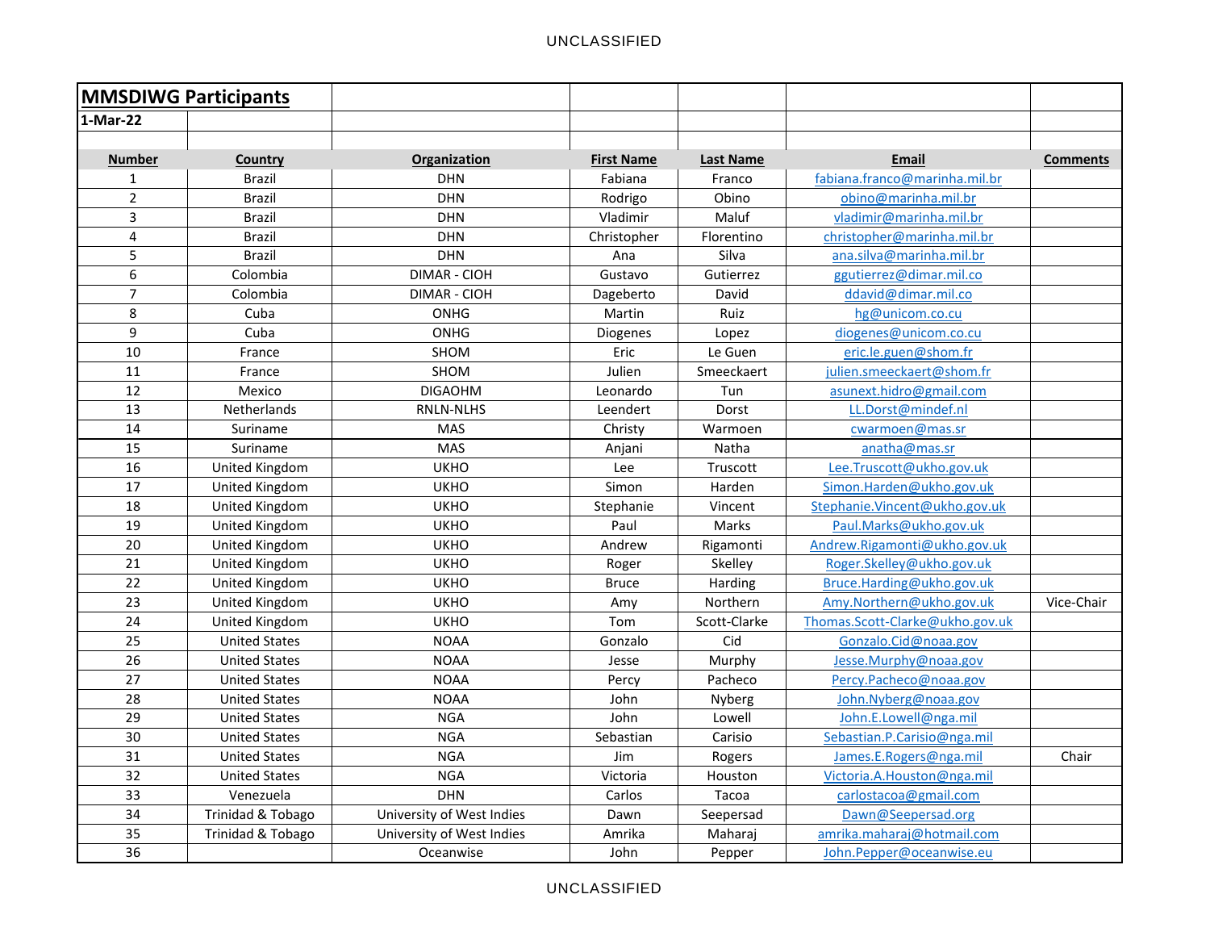# MMSDIWG Participants

**1-Mar-22**

| Number | Country | Organization | First Name | Last Name | Email | Comments |
|---|---|---|---|---|---|---|
| 1 | Brazil | DHN | Fabiana | Franco | fabiana.franco@marinha.mil.br | |
| 2 | Brazil | DHN | Rodrigo | Obino | obino@marinha.mil.br | |
| 3 | Brazil | DHN | Vladimir | Maluf | vladimir@marinha.mil.br | |
| 4 | Brazil | DHN | Christopher | Florentino | christopher@marinha.mil.br | |
| 5 | Brazil | DHN | Ana | Silva | ana.silva@marinha.mil.br | |
| 6 | Colombia | DIMAR - CIOH | Gustavo | Gutierrez | ggutierrez@dimar.mil.co | |
| 7 | Colombia | DIMAR - CIOH | Dageberto | David | ddavid@dimar.mil.co | |
| 8 | Cuba | ONHG | Martin | Ruiz | hg@unicom.co.cu | |
| 9 | Cuba | ONHG | Diogenes | Lopez | diogenes@unicom.co.cu | |
| 10 | France | SHOM | Eric | Le Guen | eric.le.guen@shom.fr | |
| 11 | France | SHOM | Julien | Smeeckaert | julien.smeeckaert@shom.fr | |
| 12 | Mexico | DIGAOHM | Leonardo | Tun | asunext.hidro@gmail.com | |
| 13 | Netherlands | RNLN-NLHS | Leendert | Dorst | LL.Dorst@mindef.nl | |
| 14 | Suriname | MAS | Christy | Warmoen | cwarmoen@mas.sr | |
| 15 | Suriname | MAS | Anjani | Natha | anatha@mas.sr | |
| 16 | United Kingdom | UKHO | Lee | Truscott | Lee.Truscott@ukho.gov.uk | |
| 17 | United Kingdom | UKHO | Simon | Harden | Simon.Harden@ukho.gov.uk | |
| 18 | United Kingdom | UKHO | Stephanie | Vincent | Stephanie.Vincent@ukho.gov.uk | |
| 19 | United Kingdom | UKHO | Paul | Marks | Paul.Marks@ukho.gov.uk | |
| 20 | United Kingdom | UKHO | Andrew | Rigamonti | Andrew.Rigamonti@ukho.gov.uk | |
| 21 | United Kingdom | UKHO | Roger | Skelley | Roger.Skelley@ukho.gov.uk | |
| 22 | United Kingdom | UKHO | Bruce | Harding | Bruce.Harding@ukho.gov.uk | |
| 23 | United Kingdom | UKHO | Amy | Northern | Amy.Northern@ukho.gov.uk | Vice-Chair |
| 24 | United Kingdom | UKHO | Tom | Scott-Clarke | Thomas.Scott-Clarke@ukho.gov.uk | |
| 25 | United States | NOAA | Gonzalo | Cid | Gonzalo.Cid@noaa.gov | |
| 26 | United States | NOAA | Jesse | Murphy | Jesse.Murphy@noaa.gov | |
| 27 | United States | NOAA | Percy | Pacheco | Percy.Pacheco@noaa.gov | |
| 28 | United States | NOAA | John | Nyberg | John.Nyberg@noaa.gov | |
| 29 | United States | NGA | John | Lowell | John.E.Lowell@nga.mil | |
| 30 | United States | NGA | Sebastian | Carisio | Sebastian.P.Carisio@nga.mil | |
| 31 | United States | NGA | Jim | Rogers | James.E.Rogers@nga.mil | Chair |
| 32 | United States | NGA | Victoria | Houston | Victoria.A.Houston@nga.mil | |
| 33 | Venezuela | DHN | Carlos | Tacoa | carlostacoa@gmail.com | |
| 34 | Trinidad & Tobago | University of West Indies | Dawn | Seepersad | Dawn@Seepersad.org | |
| 35 | Trinidad & Tobago | University of West Indies | Amrika | Maharaj | amrika.maharaj@hotmail.com | |
| 36 | | Oceanwise | John | Pepper | John.Pepper@oceanwise.eu | |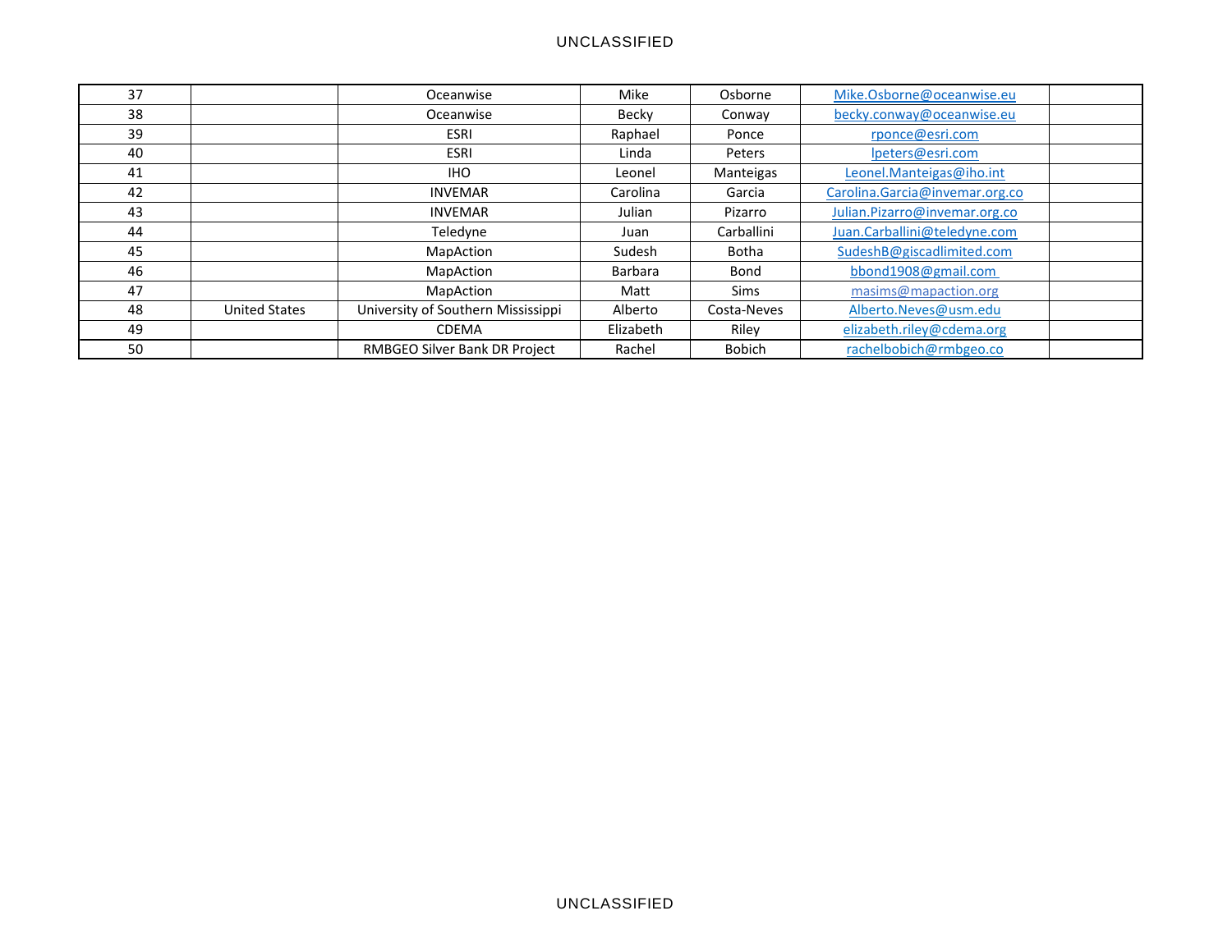| | | | | | | |
|---|---|---|---|---|---|---|
| 37 | | Oceanwise | Mike | Osborne | Mike.Osborne@oceanwise.eu | |
| 38 | | Oceanwise | Becky | Conway | becky.conway@oceanwise.eu | |
| 39 | | ESRI | Raphael | Ponce | rponce@esri.com | |
| 40 | | ESRI | Linda | Peters | lpeters@esri.com | |
| 41 | | IHO | Leonel | Manteigas | Leonel.Manteigas@iho.int | |
| 42 | | INVEMAR | Carolina | Garcia | Carolina.Garcia@invemar.org.co | |
| 43 | | INVEMAR | Julian | Pizarro | Julian.Pizarro@invemar.org.co | |
| 44 | | Teledyne | Juan | Carballini | Juan.Carballini@teledyne.com | |
| 45 | | MapAction | Sudesh | Botha | SudeshB@giscadlimited.com | |
| 46 | | MapAction | Barbara | Bond | bbond1908@gmail.com | |
| 47 | | MapAction | Matt | Sims | masims@mapaction.org | |
| 48 | United States | University of Southern Mississippi | Alberto | Costa-Neves | Alberto.Neves@usm.edu | |
| 49 | | CDEMA | Elizabeth | Riley | elizabeth.riley@cdema.org | |
| 50 | | RMBGEO Silver Bank DR Project | Rachel | Bobich | rachelbobich@rmbgeo.co | |